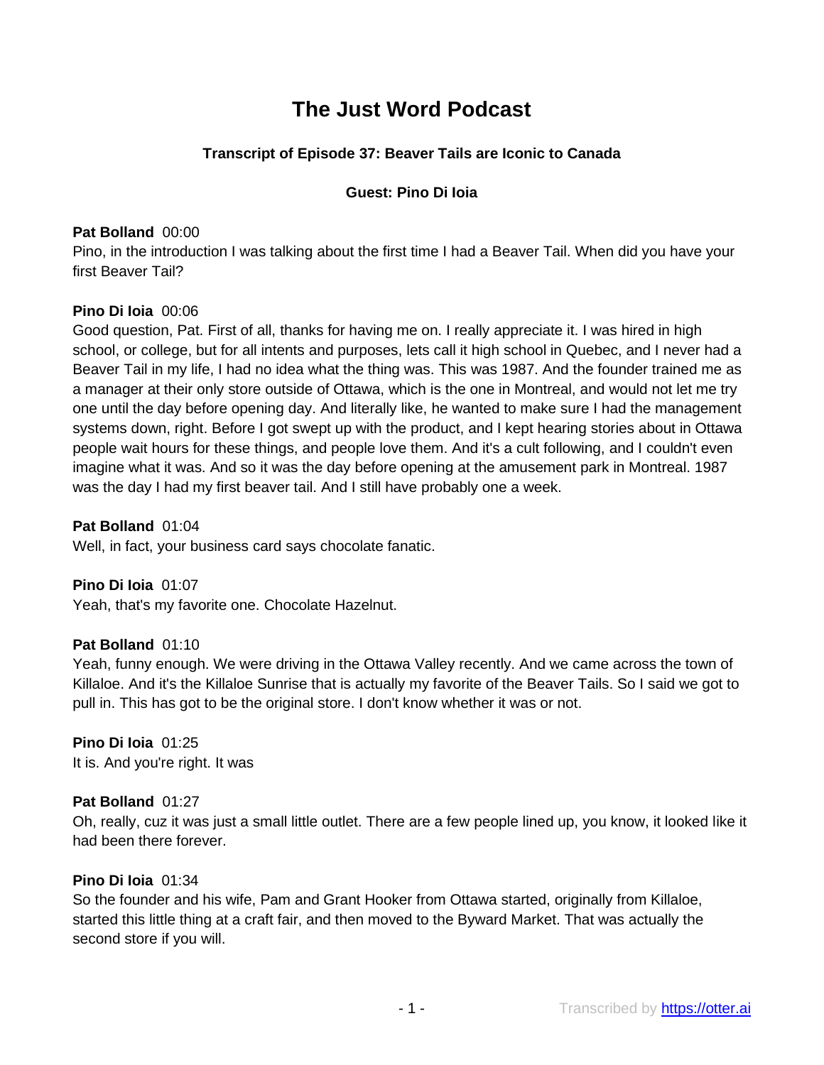# The Just Word Podcast

### Transcript of Episode 37: Beaver Tails are Iconic to Canada

### Guest: Pino Di Ioia

**Pat Bolland** 00:00
Pino, in the introduction I was talking about the first time I had a Beaver Tail. When did you have your first Beaver Tail?

**Pino Di Ioia** 00:06
Good question, Pat. First of all, thanks for having me on. I really appreciate it. I was hired in high school, or college, but for all intents and purposes, lets call it high school in Quebec, and I never had a Beaver Tail in my life, I had no idea what the thing was. This was 1987. And the founder trained me as a manager at their only store outside of Ottawa, which is the one in Montreal, and would not let me try one until the day before opening day. And literally like, he wanted to make sure I had the management systems down, right. Before I got swept up with the product, and I kept hearing stories about in Ottawa people wait hours for these things, and people love them. And it's a cult following, and I couldn't even imagine what it was. And so it was the day before opening at the amusement park in Montreal. 1987 was the day I had my first beaver tail. And I still have probably one a week.

**Pat Bolland** 01:04
Well, in fact, your business card says chocolate fanatic.

**Pino Di Ioia** 01:07
Yeah, that's my favorite one. Chocolate Hazelnut.

**Pat Bolland** 01:10
Yeah, funny enough. We were driving in the Ottawa Valley recently. And we came across the town of Killaloe. And it's the Killaloe Sunrise that is actually my favorite of the Beaver Tails. So I said we got to pull in. This has got to be the original store. I don't know whether it was or not.

**Pino Di Ioia** 01:25
It is. And you're right. It was

**Pat Bolland** 01:27
Oh, really, cuz it was just a small little outlet. There are a few people lined up, you know, it looked like it had been there forever.

**Pino Di Ioia** 01:34
So the founder and his wife, Pam and Grant Hooker from Ottawa started, originally from Killaloe, started this little thing at a craft fair, and then moved to the Byward Market. That was actually the second store if you will.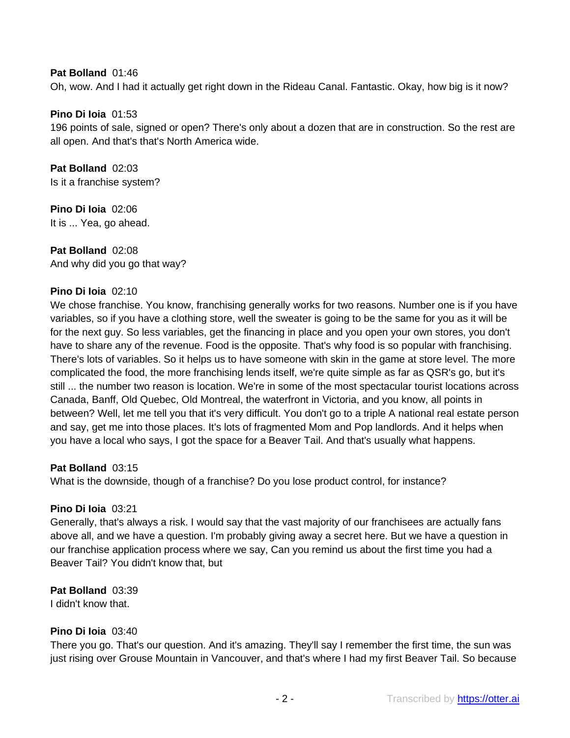**Pat Bolland** 01:46
Oh, wow. And I had it actually get right down in the Rideau Canal. Fantastic. Okay, how big is it now?

**Pino Di Ioia** 01:53
196 points of sale, signed or open? There's only about a dozen that are in construction. So the rest are all open. And that's that's North America wide.

**Pat Bolland** 02:03
Is it a franchise system?

**Pino Di Ioia** 02:06
It is ... Yea, go ahead.

**Pat Bolland** 02:08
And why did you go that way?

**Pino Di Ioia** 02:10
We chose franchise. You know, franchising generally works for two reasons. Number one is if you have variables, so if you have a clothing store, well the sweater is going to be the same for you as it will be for the next guy. So less variables, get the financing in place and you open your own stores, you don't have to share any of the revenue. Food is the opposite. That's why food is so popular with franchising. There's lots of variables. So it helps us to have someone with skin in the game at store level. The more complicated the food, the more franchising lends itself, we're quite simple as far as QSR's go, but it's still ... the number two reason is location. We're in some of the most spectacular tourist locations across Canada, Banff, Old Quebec, Old Montreal, the waterfront in Victoria, and you know, all points in between? Well, let me tell you that it's very difficult. You don't go to a triple A national real estate person and say, get me into those places. It's lots of fragmented Mom and Pop landlords. And it helps when you have a local who says, I got the space for a Beaver Tail. And that's usually what happens.

**Pat Bolland** 03:15
What is the downside, though of a franchise? Do you lose product control, for instance?

**Pino Di Ioia** 03:21
Generally, that's always a risk. I would say that the vast majority of our franchisees are actually fans above all, and we have a question. I'm probably giving away a secret here. But we have a question in our franchise application process where we say, Can you remind us about the first time you had a Beaver Tail? You didn't know that, but

**Pat Bolland** 03:39
I didn't know that.

**Pino Di Ioia** 03:40
There you go. That's our question. And it's amazing. They'll say I remember the first time, the sun was just rising over Grouse Mountain in Vancouver, and that's where I had my first Beaver Tail. So because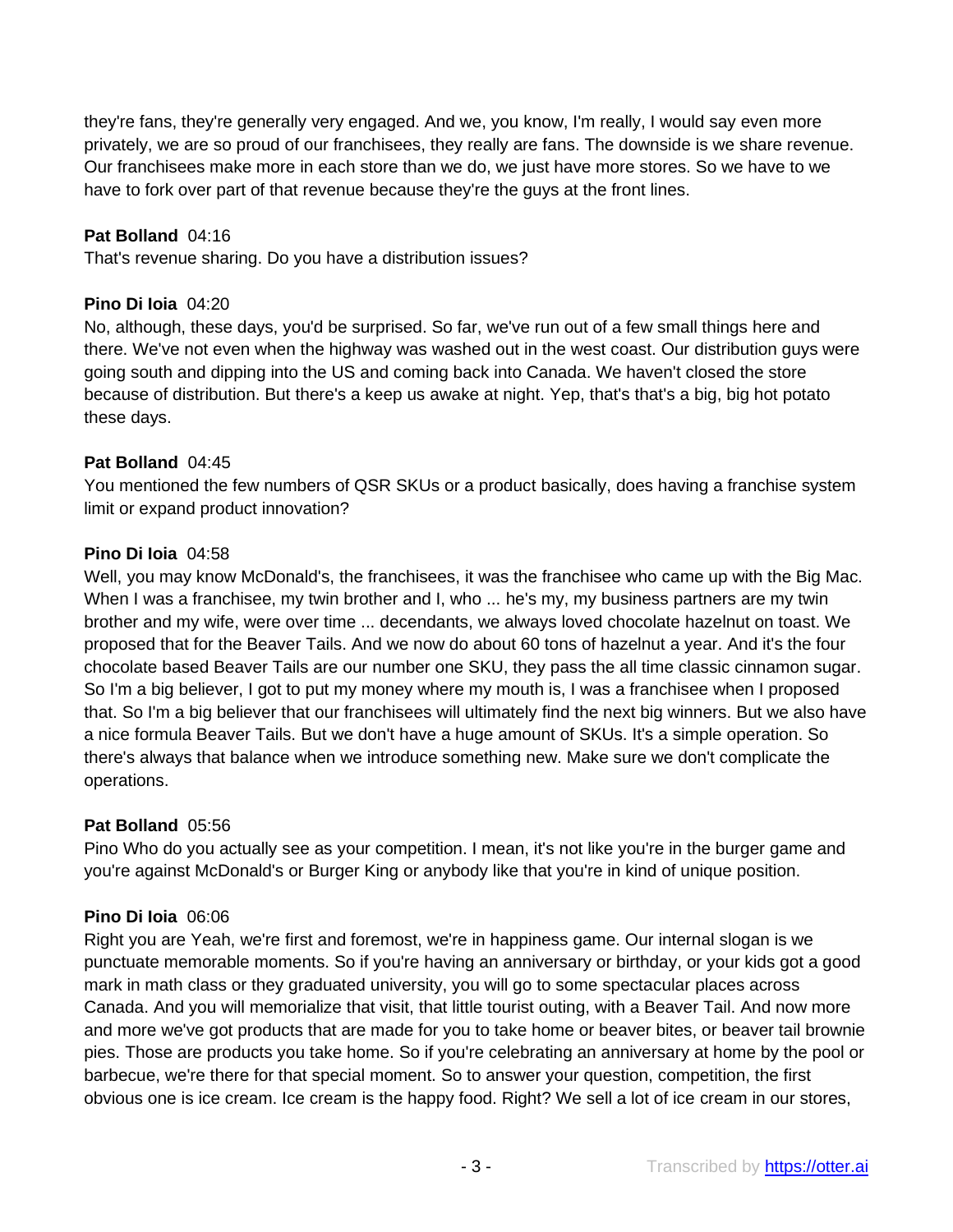they're fans, they're generally very engaged. And we, you know, I'm really, I would say even more privately, we are so proud of our franchisees, they really are fans. The downside is we share revenue. Our franchisees make more in each store than we do, we just have more stores. So we have to we have to fork over part of that revenue because they're the guys at the front lines.

**Pat Bolland** 04:16
That's revenue sharing. Do you have a distribution issues?

**Pino Di Ioia** 04:20
No, although, these days, you'd be surprised. So far, we've run out of a few small things here and there. We've not even when the highway was washed out in the west coast. Our distribution guys were going south and dipping into the US and coming back into Canada. We haven't closed the store because of distribution. But there's a keep us awake at night. Yep, that's that's a big, big hot potato these days.

**Pat Bolland** 04:45
You mentioned the few numbers of QSR SKUs or a product basically, does having a franchise system limit or expand product innovation?

**Pino Di Ioia** 04:58
Well, you may know McDonald's, the franchisees, it was the franchisee who came up with the Big Mac. When I was a franchisee, my twin brother and I, who ... he's my, my business partners are my twin brother and my wife, were over time ... decendants, we always loved chocolate hazelnut on toast. We proposed that for the Beaver Tails. And we now do about 60 tons of hazelnut a year. And it's the four chocolate based Beaver Tails are our number one SKU, they pass the all time classic cinnamon sugar. So I'm a big believer, I got to put my money where my mouth is, I was a franchisee when I proposed that. So I'm a big believer that our franchisees will ultimately find the next big winners. But we also have a nice formula Beaver Tails. But we don't have a huge amount of SKUs. It's a simple operation. So there's always that balance when we introduce something new. Make sure we don't complicate the operations.

**Pat Bolland** 05:56
Pino Who do you actually see as your competition. I mean, it's not like you're in the burger game and you're against McDonald's or Burger King or anybody like that you're in kind of unique position.

**Pino Di Ioia** 06:06
Right you are Yeah, we're first and foremost, we're in happiness game. Our internal slogan is we punctuate memorable moments. So if you're having an anniversary or birthday, or your kids got a good mark in math class or they graduated university, you will go to some spectacular places across Canada. And you will memorialize that visit, that little tourist outing, with a Beaver Tail. And now more and more we've got products that are made for you to take home or beaver bites, or beaver tail brownie pies. Those are products you take home. So if you're celebrating an anniversary at home by the pool or barbecue, we're there for that special moment. So to answer your question, competition, the first obvious one is ice cream. Ice cream is the happy food. Right? We sell a lot of ice cream in our stores,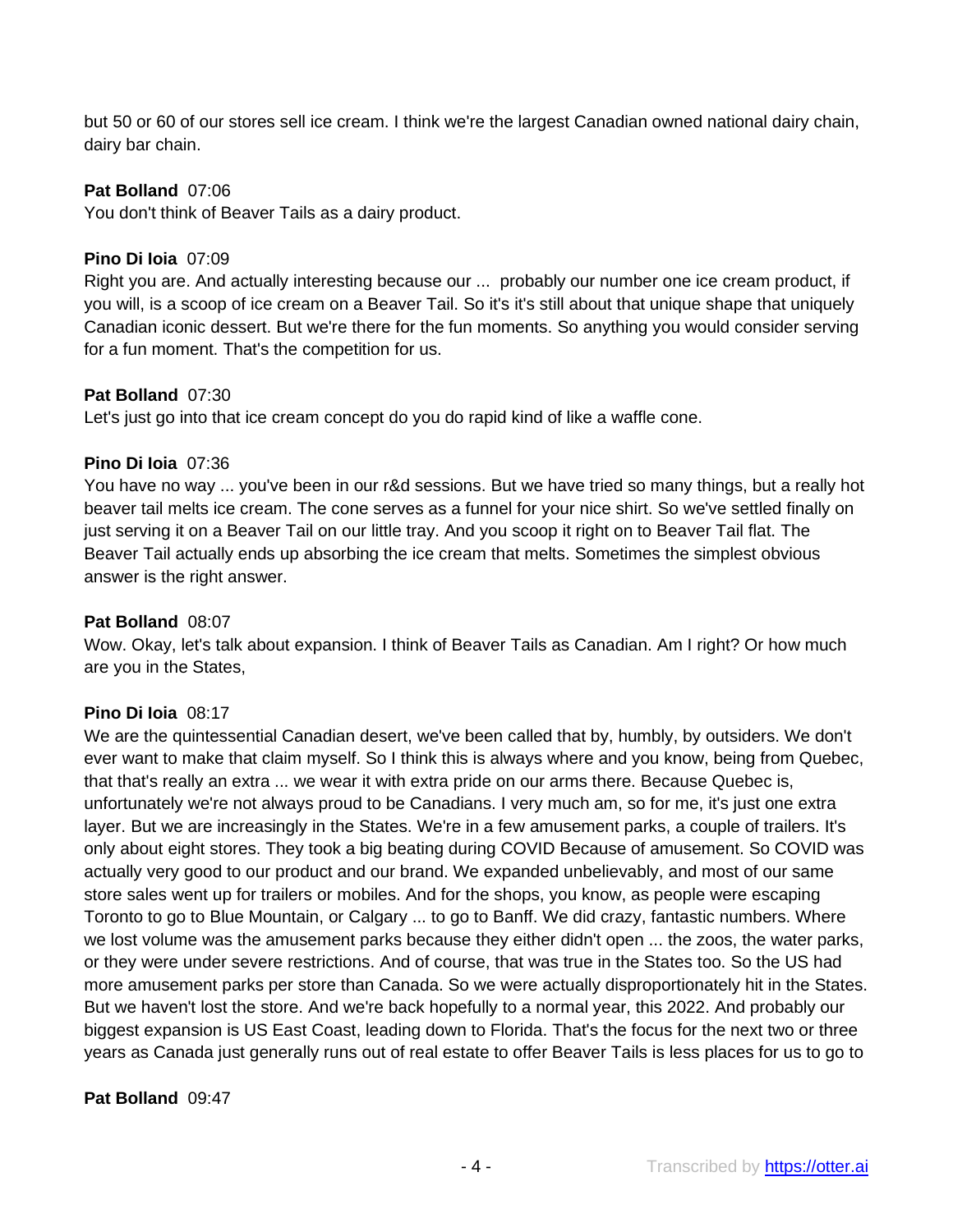but 50 or 60 of our stores sell ice cream. I think we're the largest Canadian owned national dairy chain, dairy bar chain.

**Pat Bolland** 07:06
You don't think of Beaver Tails as a dairy product.

**Pino Di Ioia** 07:09
Right you are. And actually interesting because our ... probably our number one ice cream product, if you will, is a scoop of ice cream on a Beaver Tail. So it's it's still about that unique shape that uniquely Canadian iconic dessert. But we're there for the fun moments. So anything you would consider serving for a fun moment. That's the competition for us.

**Pat Bolland** 07:30
Let's just go into that ice cream concept do you do rapid kind of like a waffle cone.

**Pino Di Ioia** 07:36
You have no way ... you've been in our r&d sessions. But we have tried so many things, but a really hot beaver tail melts ice cream. The cone serves as a funnel for your nice shirt. So we've settled finally on just serving it on a Beaver Tail on our little tray. And you scoop it right on to Beaver Tail flat. The Beaver Tail actually ends up absorbing the ice cream that melts. Sometimes the simplest obvious answer is the right answer.

**Pat Bolland** 08:07
Wow. Okay, let's talk about expansion. I think of Beaver Tails as Canadian. Am I right? Or how much are you in the States,

**Pino Di Ioia** 08:17
We are the quintessential Canadian desert, we've been called that by, humbly, by outsiders. We don't ever want to make that claim myself. So I think this is always where and you know, being from Quebec, that that's really an extra ... we wear it with extra pride on our arms there. Because Quebec is, unfortunately we're not always proud to be Canadians. I very much am, so for me, it's just one extra layer. But we are increasingly in the States. We're in a few amusement parks, a couple of trailers. It's only about eight stores. They took a big beating during COVID Because of amusement. So COVID was actually very good to our product and our brand. We expanded unbelievably, and most of our same store sales went up for trailers or mobiles. And for the shops, you know, as people were escaping Toronto to go to Blue Mountain, or Calgary ... to go to Banff. We did crazy, fantastic numbers. Where we lost volume was the amusement parks because they either didn't open ... the zoos, the water parks, or they were under severe restrictions. And of course, that was true in the States too. So the US had more amusement parks per store than Canada. So we were actually disproportionately hit in the States. But we haven't lost the store. And we're back hopefully to a normal year, this 2022. And probably our biggest expansion is US East Coast, leading down to Florida. That's the focus for the next two or three years as Canada just generally runs out of real estate to offer Beaver Tails is less places for us to go to

**Pat Bolland** 09:47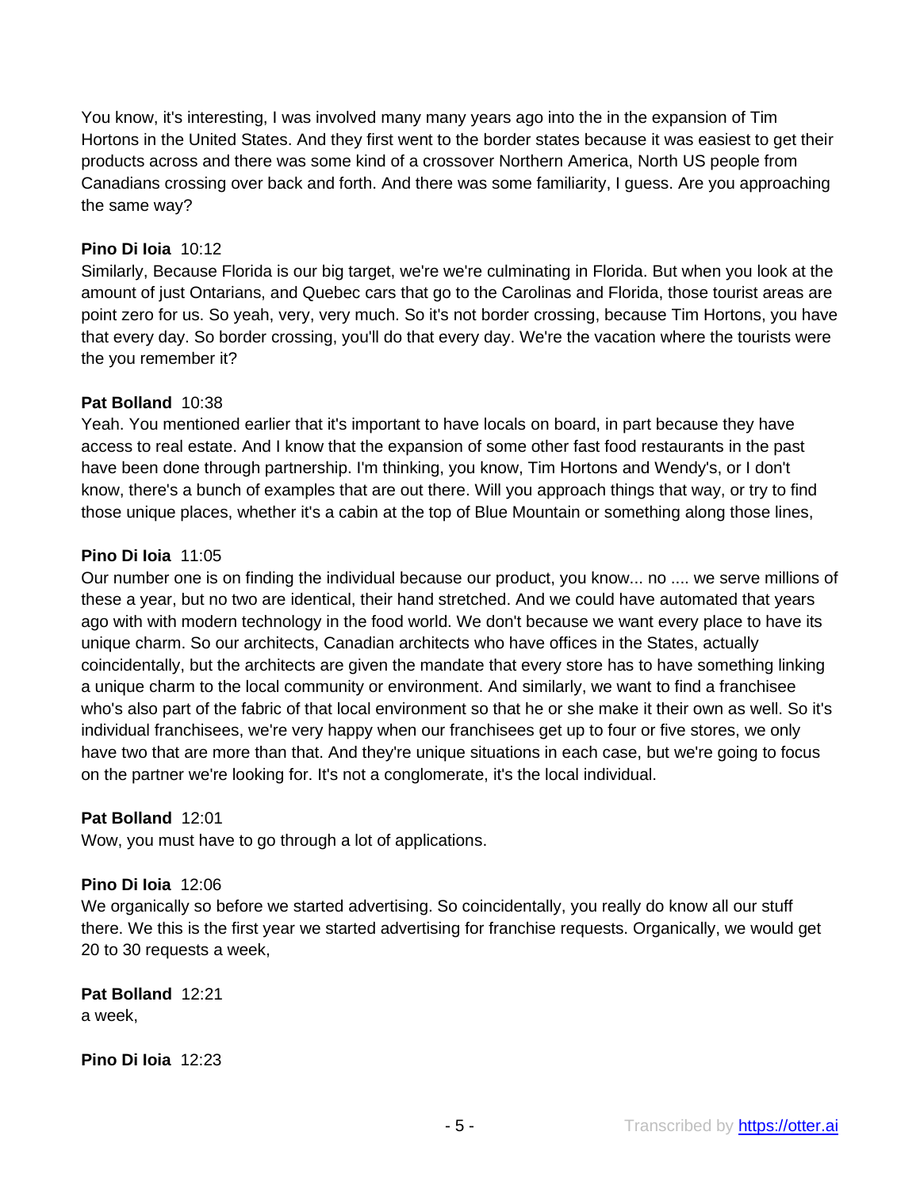You know, it's interesting, I was involved many many years ago into the in the expansion of Tim Hortons in the United States. And they first went to the border states because it was easiest to get their products across and there was some kind of a crossover Northern America, North US people from Canadians crossing over back and forth. And there was some familiarity, I guess. Are you approaching the same way?

**Pino Di Ioia** 10:12
Similarly, Because Florida is our big target, we're we're culminating in Florida. But when you look at the amount of just Ontarians, and Quebec cars that go to the Carolinas and Florida, those tourist areas are point zero for us. So yeah, very, very much. So it's not border crossing, because Tim Hortons, you have that every day. So border crossing, you'll do that every day. We're the vacation where the tourists were the you remember it?

**Pat Bolland** 10:38
Yeah. You mentioned earlier that it's important to have locals on board, in part because they have access to real estate. And I know that the expansion of some other fast food restaurants in the past have been done through partnership. I'm thinking, you know, Tim Hortons and Wendy's, or I don't know, there's a bunch of examples that are out there. Will you approach things that way, or try to find those unique places, whether it's a cabin at the top of Blue Mountain or something along those lines,

**Pino Di Ioia** 11:05
Our number one is on finding the individual because our product, you know... no .... we serve millions of these a year, but no two are identical, their hand stretched. And we could have automated that years ago with with modern technology in the food world. We don't because we want every place to have its unique charm. So our architects, Canadian architects who have offices in the States, actually coincidentally, but the architects are given the mandate that every store has to have something linking a unique charm to the local community or environment. And similarly, we want to find a franchisee who's also part of the fabric of that local environment so that he or she make it their own as well. So it's individual franchisees, we're very happy when our franchisees get up to four or five stores, we only have two that are more than that. And they're unique situations in each case, but we're going to focus on the partner we're looking for. It's not a conglomerate, it's the local individual.

**Pat Bolland** 12:01
Wow, you must have to go through a lot of applications.

**Pino Di Ioia** 12:06
We organically so before we started advertising. So coincidentally, you really do know all our stuff there. We this is the first year we started advertising for franchise requests. Organically, we would get 20 to 30 requests a week,

**Pat Bolland** 12:21
a week,

**Pino Di Ioia** 12:23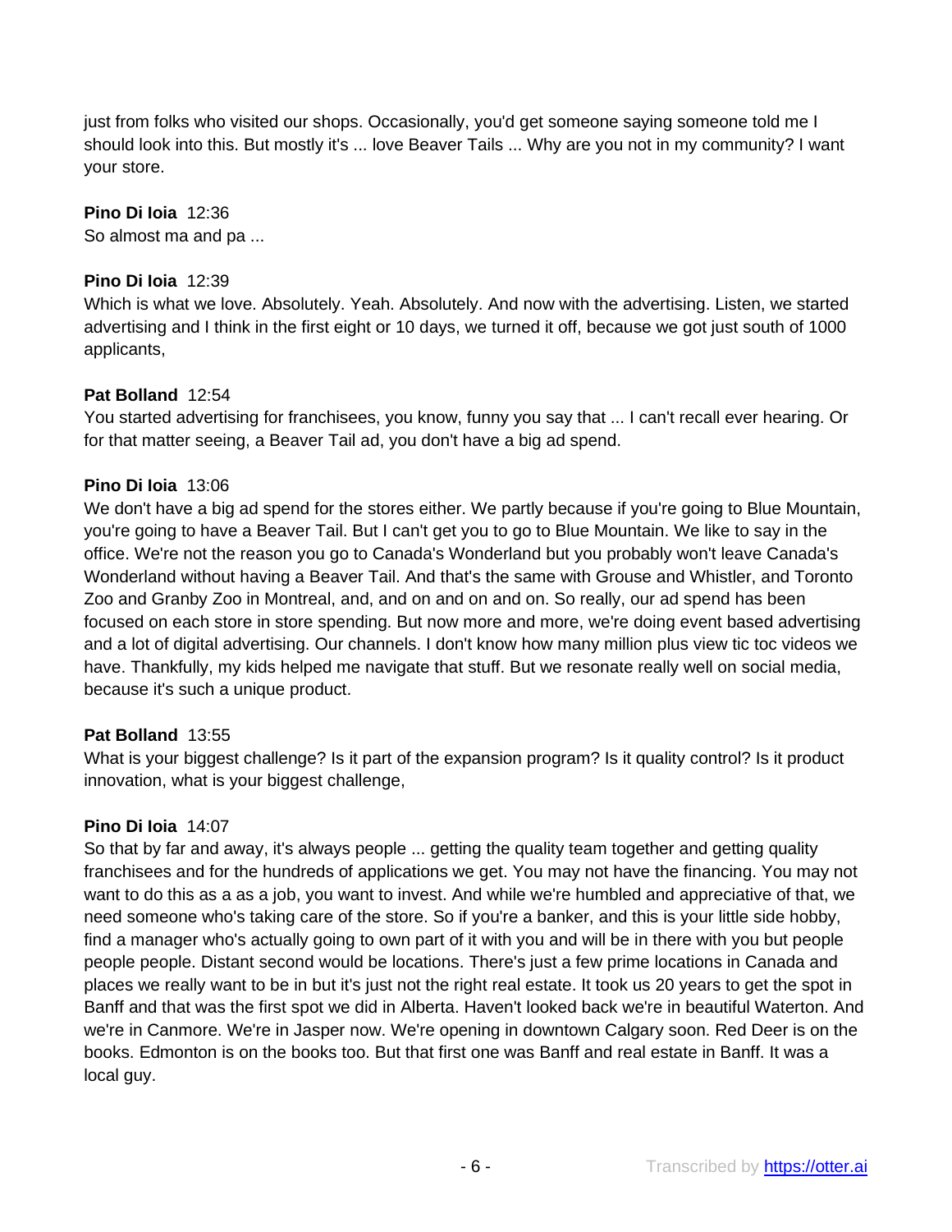just from folks who visited our shops. Occasionally, you'd get someone saying someone told me I should look into this. But mostly it's ... love Beaver Tails ... Why are you not in my community? I want your store.

**Pino Di Ioia** 12:36
So almost ma and pa ...

**Pino Di Ioia** 12:39
Which is what we love. Absolutely. Yeah. Absolutely. And now with the advertising. Listen, we started advertising and I think in the first eight or 10 days, we turned it off, because we got just south of 1000 applicants,

**Pat Bolland** 12:54
You started advertising for franchisees, you know, funny you say that ... I can't recall ever hearing. Or for that matter seeing, a Beaver Tail ad, you don't have a big ad spend.

**Pino Di Ioia** 13:06
We don't have a big ad spend for the stores either. We partly because if you're going to Blue Mountain, you're going to have a Beaver Tail. But I can't get you to go to Blue Mountain. We like to say in the office. We're not the reason you go to Canada's Wonderland but you probably won't leave Canada's Wonderland without having a Beaver Tail. And that's the same with Grouse and Whistler, and Toronto Zoo and Granby Zoo in Montreal, and, and on and on and on. So really, our ad spend has been focused on each store in store spending. But now more and more, we're doing event based advertising and a lot of digital advertising. Our channels. I don't know how many million plus view tic toc videos we have. Thankfully, my kids helped me navigate that stuff. But we resonate really well on social media, because it's such a unique product.

**Pat Bolland** 13:55
What is your biggest challenge? Is it part of the expansion program? Is it quality control? Is it product innovation, what is your biggest challenge,

**Pino Di Ioia** 14:07
So that by far and away, it's always people ... getting the quality team together and getting quality franchisees and for the hundreds of applications we get. You may not have the financing. You may not want to do this as a as a job, you want to invest. And while we're humbled and appreciative of that, we need someone who's taking care of the store. So if you're a banker, and this is your little side hobby, find a manager who's actually going to own part of it with you and will be in there with you but people people people. Distant second would be locations. There's just a few prime locations in Canada and places we really want to be in but it's just not the right real estate. It took us 20 years to get the spot in Banff and that was the first spot we did in Alberta. Haven't looked back we're in beautiful Waterton. And we're in Canmore. We're in Jasper now. We're opening in downtown Calgary soon. Red Deer is on the books. Edmonton is on the books too. But that first one was Banff and real estate in Banff. It was a local guy.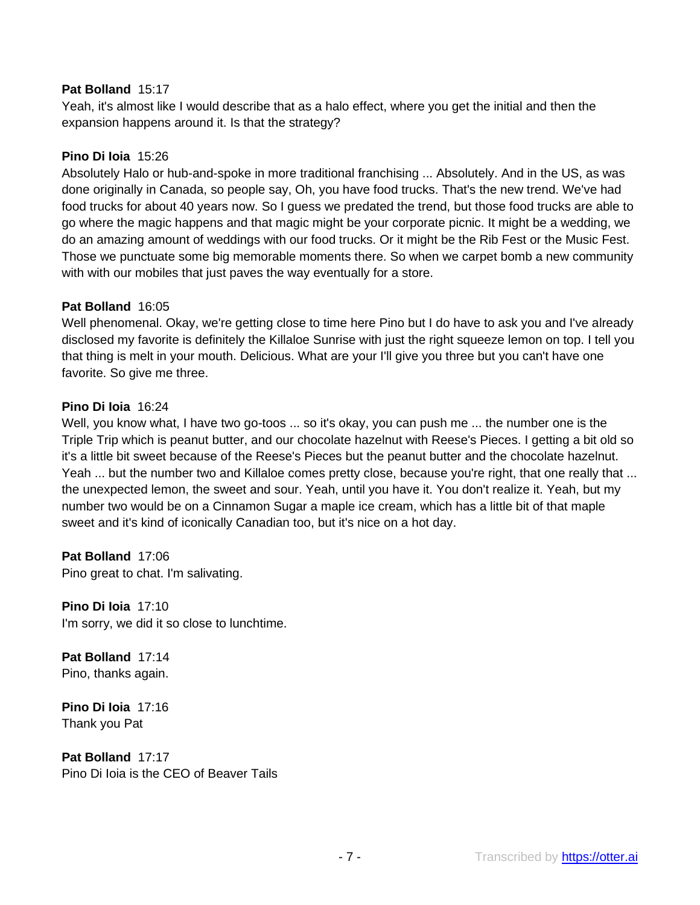**Pat Bolland** 15:17
Yeah, it's almost like I would describe that as a halo effect, where you get the initial and then the expansion happens around it. Is that the strategy?

**Pino Di Ioia** 15:26
Absolutely Halo or hub-and-spoke in more traditional franchising ... Absolutely. And in the US, as was done originally in Canada, so people say, Oh, you have food trucks. That's the new trend. We've had food trucks for about 40 years now. So I guess we predated the trend, but those food trucks are able to go where the magic happens and that magic might be your corporate picnic. It might be a wedding, we do an amazing amount of weddings with our food trucks. Or it might be the Rib Fest or the Music Fest. Those we punctuate some big memorable moments there. So when we carpet bomb a new community with with our mobiles that just paves the way eventually for a store.

**Pat Bolland** 16:05
Well phenomenal. Okay, we're getting close to time here Pino but I do have to ask you and I've already disclosed my favorite is definitely the Killaloe Sunrise with just the right squeeze lemon on top. I tell you that thing is melt in your mouth. Delicious. What are your I'll give you three but you can't have one favorite. So give me three.

**Pino Di Ioia** 16:24
Well, you know what, I have two go-toos ... so it's okay, you can push me ... the number one is the Triple Trip which is peanut butter, and our chocolate hazelnut with Reese's Pieces. I getting a bit old so it's a little bit sweet because of the Reese's Pieces but the peanut butter and the chocolate hazelnut. Yeah ... but the number two and Killaloe comes pretty close, because you're right, that one really that ... the unexpected lemon, the sweet and sour. Yeah, until you have it. You don't realize it. Yeah, but my number two would be on a Cinnamon Sugar a maple ice cream, which has a little bit of that maple sweet and it's kind of iconically Canadian too, but it's nice on a hot day.

**Pat Bolland** 17:06
Pino great to chat. I'm salivating.

**Pino Di Ioia** 17:10
I'm sorry, we did it so close to lunchtime.

**Pat Bolland** 17:14
Pino, thanks again.

**Pino Di Ioia** 17:16
Thank you Pat

**Pat Bolland** 17:17
Pino Di Ioia is the CEO of Beaver Tails